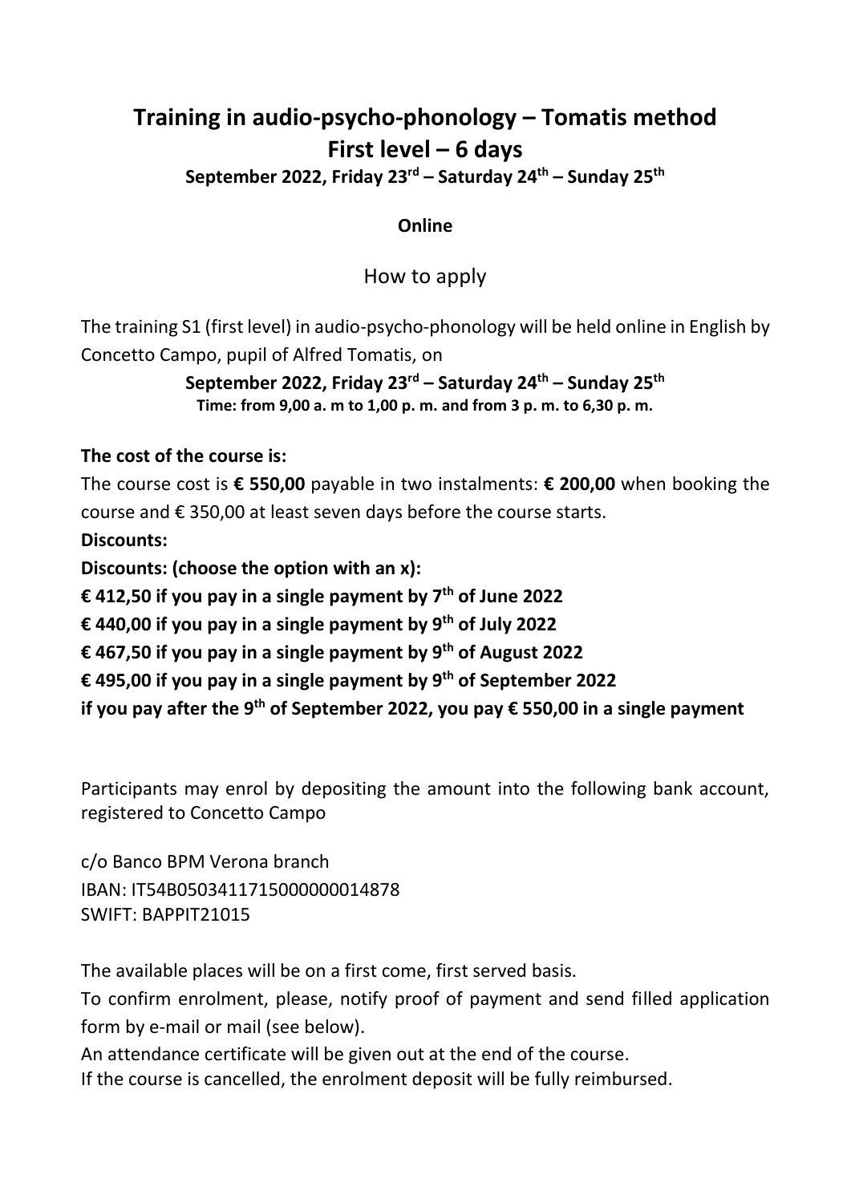# Training in audio-psycho-phonology – Tomatis method
# First level – 6 days

**September 2022, Friday 23rd – Saturday 24th – Sunday 25th**

**Online**

How to apply

The training S1 (first level) in audio-psycho-phonology will be held online in English by Concetto Campo, pupil of Alfred Tomatis, on

**September 2022, Friday 23rd – Saturday 24th – Sunday 25th**
**Time: from 9,00 a. m to 1,00 p. m. and from 3 p. m. to 6,30 p. m.**

**The cost of the course is:**

The course cost is **€ 550,00** payable in two instalments: **€ 200,00** when booking the course and € 350,00 at least seven days before the course starts.

**Discounts:**

**Discounts: (choose the option with an x):**

**€ 412,50 if you pay in a single payment by 7th of June 2022**
**€ 440,00 if you pay in a single payment by 9th of July 2022**
**€ 467,50 if you pay in a single payment by 9th of August 2022**
**€ 495,00 if you pay in a single payment by 9th of September 2022**
**if you pay after the 9th of September 2022, you pay € 550,00 in a single payment**

Participants may enrol by depositing the amount into the following bank account, registered to Concetto Campo

c/o Banco BPM Verona branch
IBAN: IT54B0503411715000000014878
SWIFT: BAPPIT21015

The available places will be on a first come, first served basis.

To confirm enrolment, please, notify proof of payment and send filled application form by e-mail or mail (see below).

An attendance certificate will be given out at the end of the course.

If the course is cancelled, the enrolment deposit will be fully reimbursed.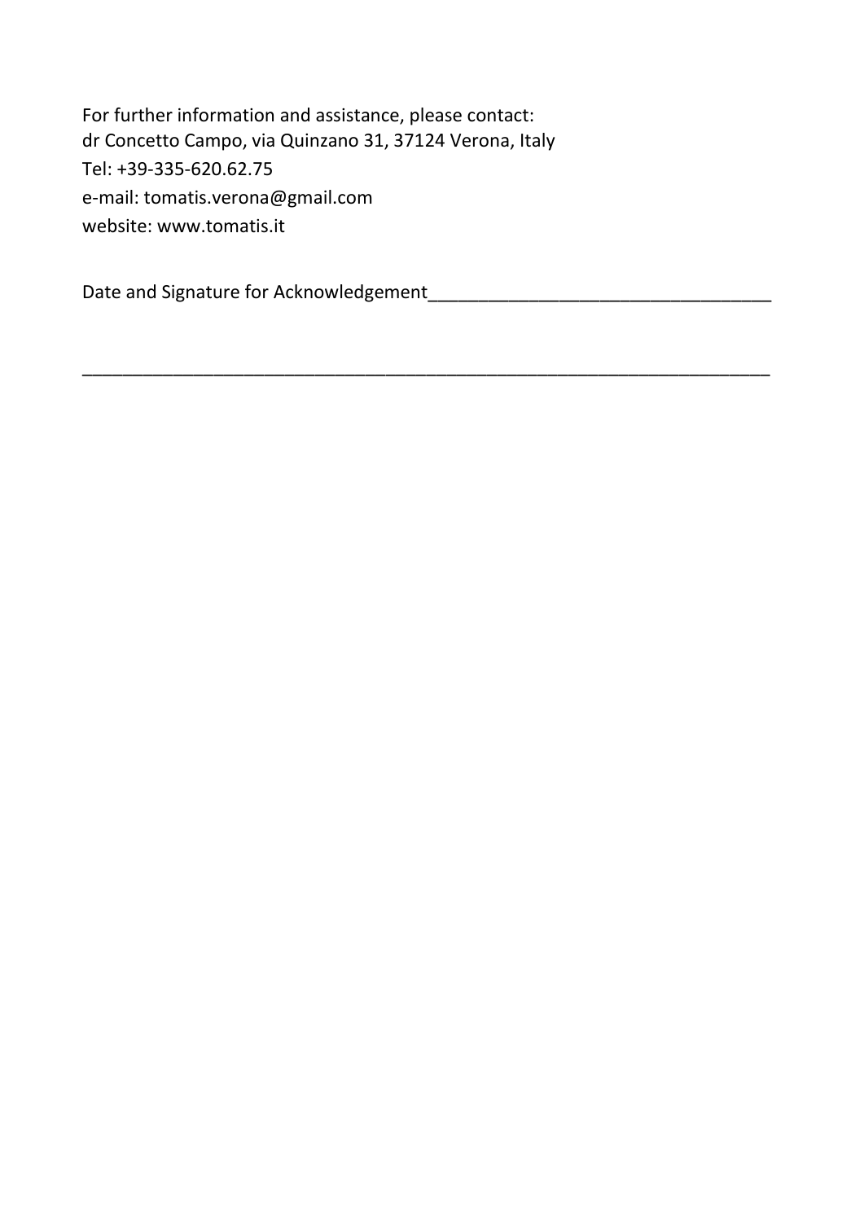For further information and assistance, please contact:
dr Concetto Campo, via Quinzano 31, 37124 Verona, Italy
Tel: +39-335-620.62.75
e-mail: tomatis.verona@gmail.com
website: www.tomatis.it

Date and Signature for Acknowledgement___________________________________

______________________________________________________________________